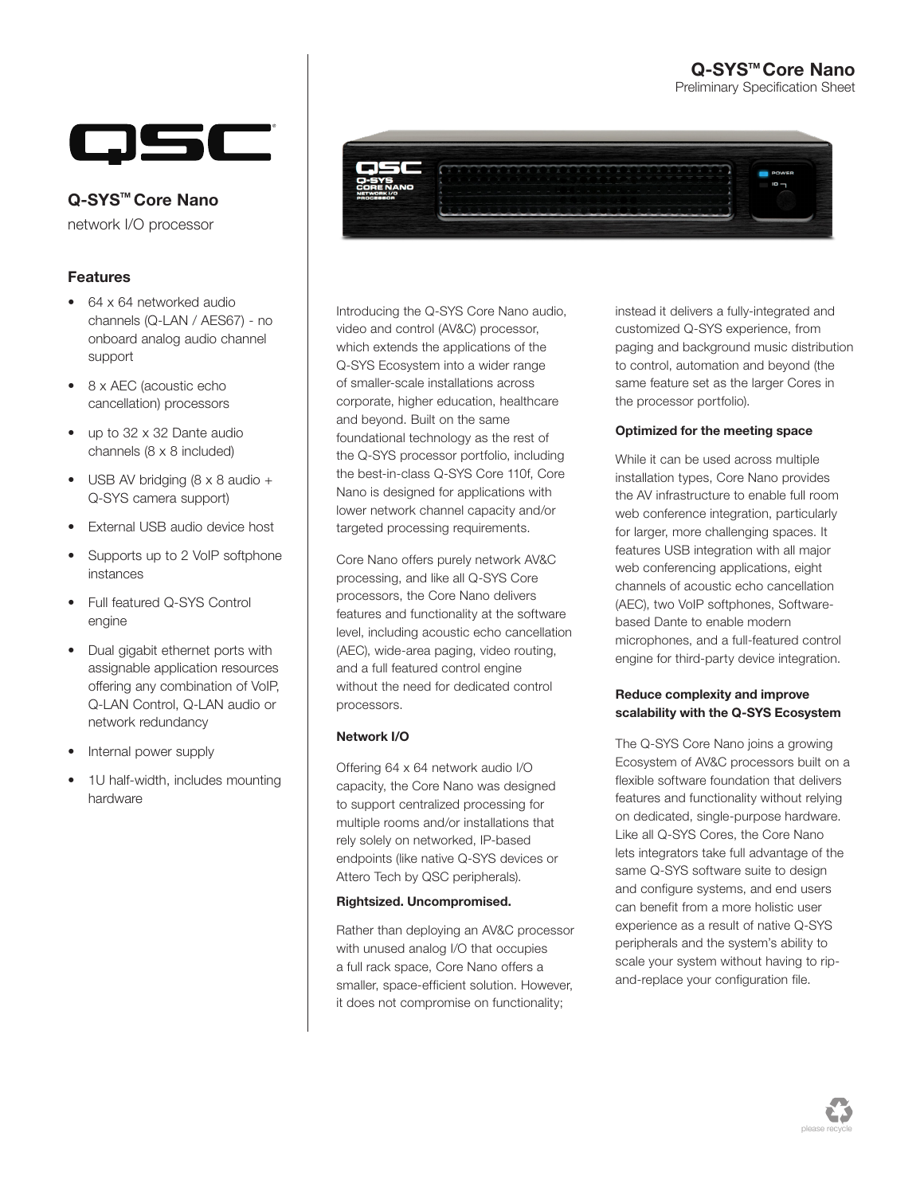# Q-SYS™ Core Nano

Preliminary Specification Sheet

## Q-SYS™ Core Nano

network I/O processor

### Features

- 64 x 64 networked audio channels (Q-LAN / AES67) - no onboard analog audio channel support
- 8 x AEC (acoustic echo cancellation) processors
- up to 32 x 32 Dante audio channels (8 x 8 included)
- USB AV bridging (8 x 8 audio + Q-SYS camera support)
- External USB audio device host
- Supports up to 2 VoIP softphone instances
- Full featured Q-SYS Control engine
- Dual gigabit ethernet ports with assignable application resources offering any combination of VoIP, Q-LAN Control, Q-LAN audio or network redundancy
- Internal power supply
- 1U half-width, includes mounting hardware

Introducing the Q-SYS Core Nano audio, video and control (AV&C) processor, which extends the applications of the Q-SYS Ecosystem into a wider range of smaller-scale installations across corporate, higher education, healthcare and beyond. Built on the same foundational technology as the rest of the Q-SYS processor portfolio, including the best-in-class Q-SYS Core 110f, Core Nano is designed for applications with lower network channel capacity and/or targeted processing requirements.

Core Nano offers purely network AV&C processing, and like all Q-SYS Core processors, the Core Nano delivers features and functionality at the software level, including acoustic echo cancellation (AEC), wide-area paging, video routing, and a full featured control engine without the need for dedicated control processors.

**Network I/O**

Offering 64 x 64 network audio I/O capacity, the Core Nano was designed to support centralized processing for multiple rooms and/or installations that rely solely on networked, IP-based endpoints (like native Q-SYS devices or Attero Tech by QSC peripherals).

**Rightsized. Uncompromised.**

Rather than deploying an AV&C processor with unused analog I/O that occupies a full rack space, Core Nano offers a smaller, space-efficient solution. However, it does not compromise on functionality; instead it delivers a fully-integrated and customized Q-SYS experience, from paging and background music distribution to control, automation and beyond (the same feature set as the larger Cores in the processor portfolio).

**Optimized for the meeting space**

While it can be used across multiple installation types, Core Nano provides the AV infrastructure to enable full room web conference integration, particularly for larger, more challenging spaces. It features USB integration with all major web conferencing applications, eight channels of acoustic echo cancellation (AEC), two VoIP softphones, Software-based Dante to enable modern microphones, and a full-featured control engine for third-party device integration.

**Reduce complexity and improve scalability with the Q-SYS Ecosystem**

The Q-SYS Core Nano joins a growing Ecosystem of AV&C processors built on a flexible software foundation that delivers features and functionality without relying on dedicated, single-purpose hardware. Like all Q-SYS Cores, the Core Nano lets integrators take full advantage of the same Q-SYS software suite to design and configure systems, and end users can benefit from a more holistic user experience as a result of native Q-SYS peripherals and the system's ability to scale your system without having to rip-and-replace your configuration file.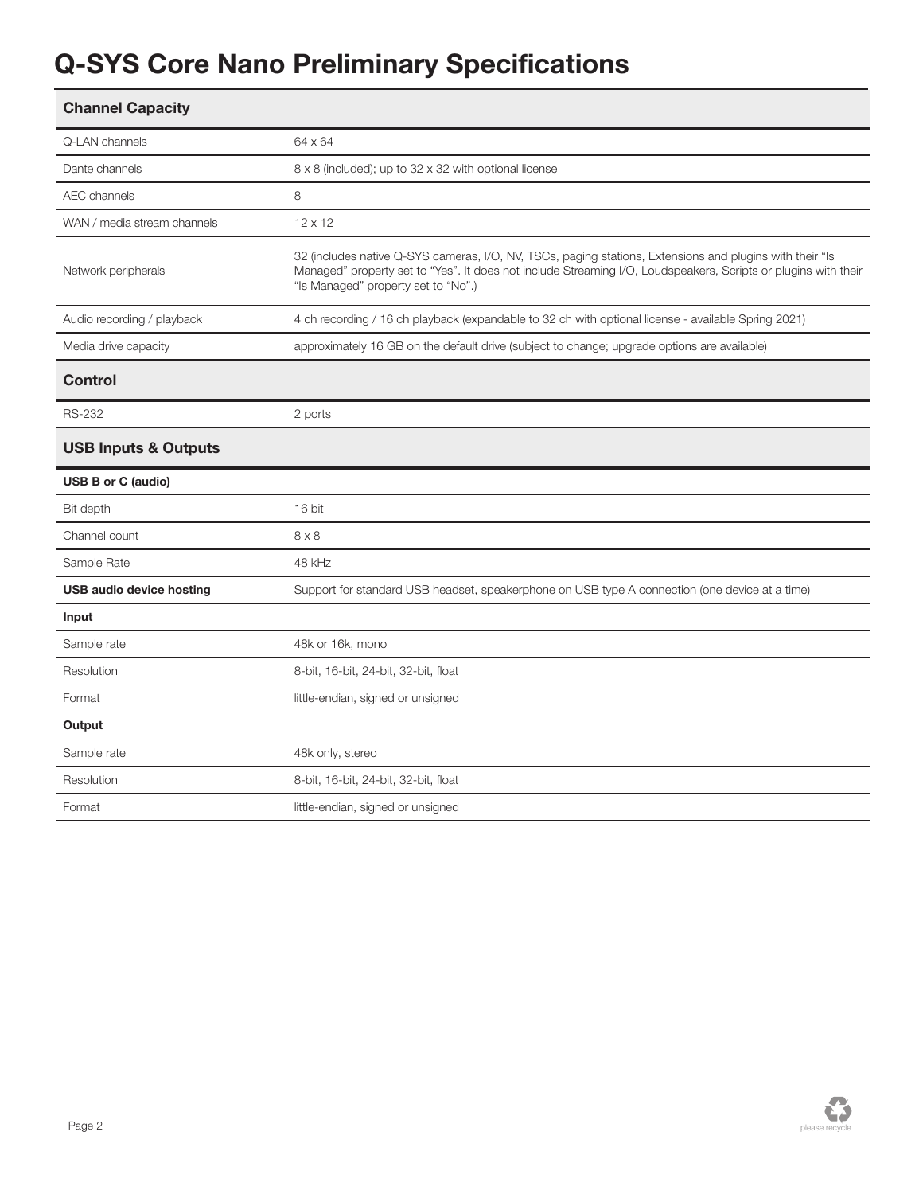# Q-SYS Core Nano Preliminary Specifications

## Channel Capacity

| | |
|---|---|
| Q-LAN channels | 64 x 64 |
| Dante channels | 8 x 8 (included); up to 32 x 32 with optional license |
| AEC channels | 8 |
| WAN / media stream channels | 12 x 12 |
| Network peripherals | 32 (includes native Q-SYS cameras, I/O, NV, TSCs, paging stations, Extensions and plugins with their "Is Managed" property set to "Yes". It does not include Streaming I/O, Loudspeakers, Scripts or plugins with their "Is Managed" property set to "No".) |
| Audio recording / playback | 4 ch recording / 16 ch playback (expandable to 32 ch with optional license - available Spring 2021) |
| Media drive capacity | approximately 16 GB on the default drive (subject to change; upgrade options are available) |

## Control

| | |
|---|---|
| RS-232 | 2 ports |

## USB Inputs & Outputs

| | |
|---|---|
| **USB B or C (audio)** | |
| Bit depth | 16 bit |
| Channel count | 8 x 8 |
| Sample Rate | 48 kHz |
| **USB audio device hosting** | Support for standard USB headset, speakerphone on USB type A connection (one device at a time) |
| **Input** | |
| Sample rate | 48k or 16k, mono |
| Resolution | 8-bit, 16-bit, 24-bit, 32-bit, float |
| Format | little-endian, signed or unsigned |
| **Output** | |
| Sample rate | 48k only, stereo |
| Resolution | 8-bit, 16-bit, 24-bit, 32-bit, float |
| Format | little-endian, signed or unsigned |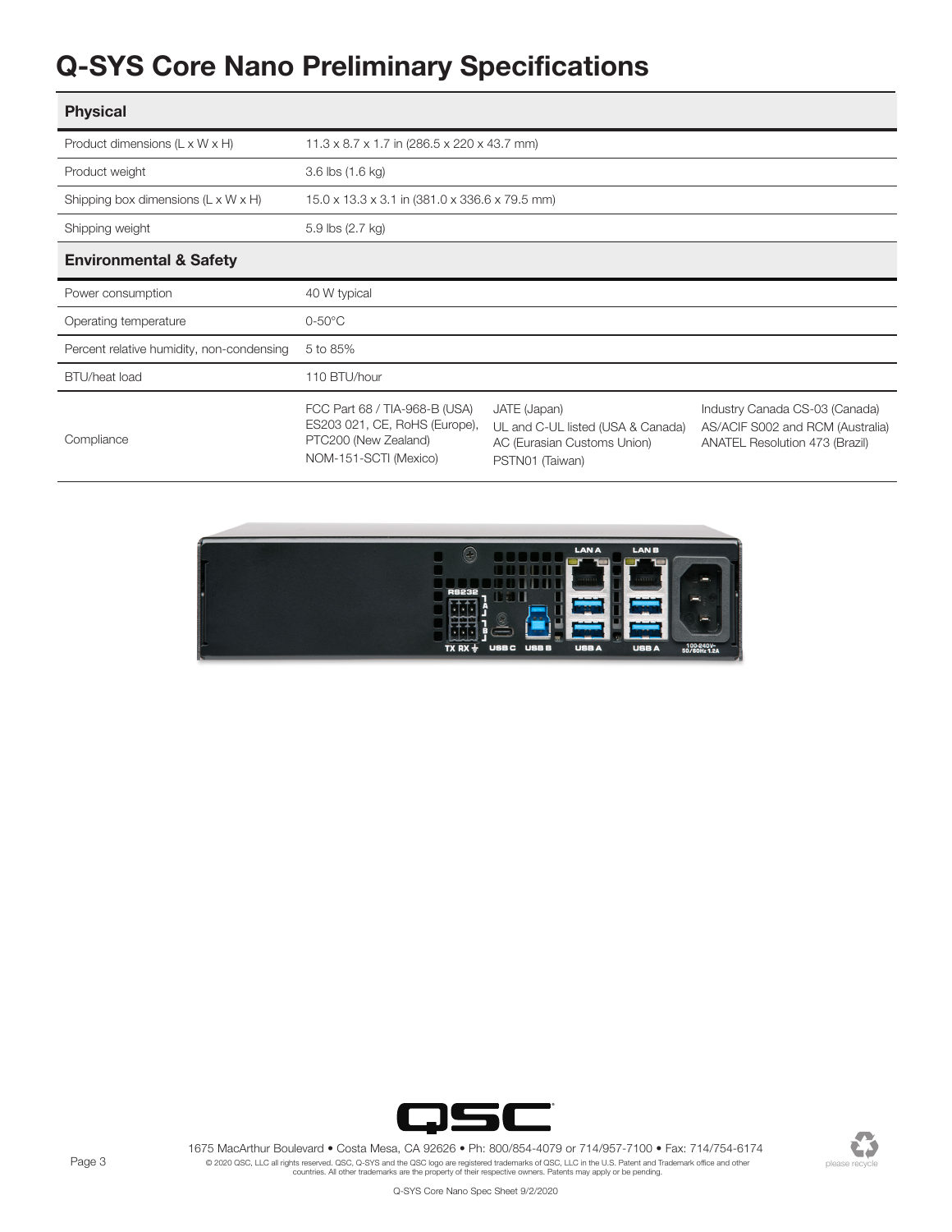# Q-SYS Core Nano Preliminary Specifications

| **Physical** | | | |
|---|---|---|---|
| Product dimensions (L x W x H) | 11.3 x 8.7 x 1.7 in (286.5 x 220 x 43.7 mm) | | |
| Product weight | 3.6 lbs (1.6 kg) | | |
| Shipping box dimensions (L x W x H) | 15.0 x 13.3 x 3.1 in (381.0 x 336.6 x 79.5 mm) | | |
| Shipping weight | 5.9 lbs (2.7 kg) | | |
| **Environmental & Safety** | | | |
| Power consumption | 40 W typical | | |
| Operating temperature | 0-50°C | | |
| Percent relative humidity, non-condensing | 5 to 85% | | |
| BTU/heat load | 110 BTU/hour | | |
| Compliance | FCC Part 68 / TIA-968-B (USA)<br>ES203 021, CE, RoHS (Europe),<br>PTC200 (New Zealand)<br>NOM-151-SCTI (Mexico) | JATE (Japan)<br>UL and C-UL listed (USA & Canada)<br>AC (Eurasian Customs Union)<br>PSTN01 (Taiwan) | Industry Canada CS-03 (Canada)<br>AS/ACIF S002 and RCM (Australia)<br>ANATEL Resolution 473 (Brazil) |

1675 MacArthur Boulevard • Costa Mesa, CA 92626 • Ph: 800/854-4079 or 714/957-7100 • Fax: 714/754-6174

© 2020 QSC, LLC all rights reserved. QSC, Q-SYS and the QSC logo are registered trademarks of QSC, LLC in the U.S. Patent and Trademark office and other countries. All other trademarks are the property of their respective owners. Patents may apply or be pending.

Q-SYS Core Nano Spec Sheet 9/2/2020